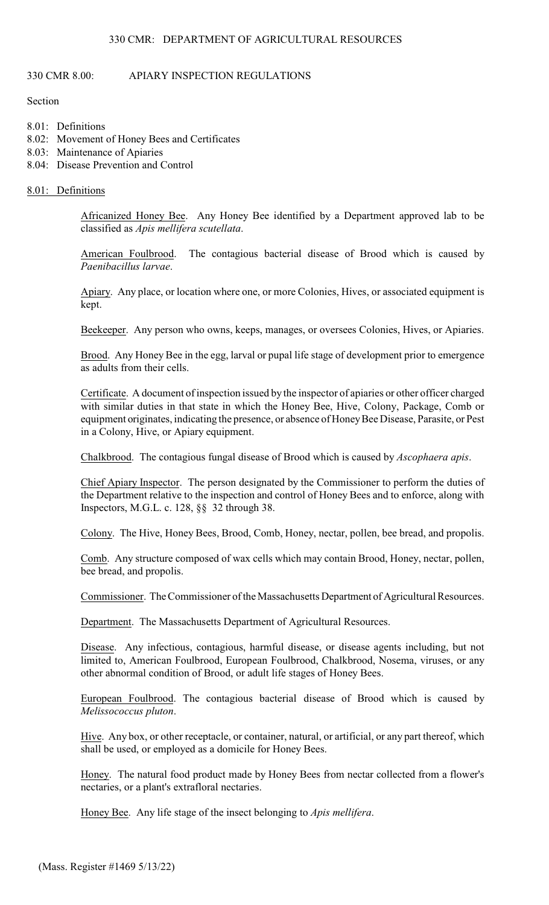# 330 CMR 8.00: APIARY INSPECTION REGULATIONS

Section

- 8.01: Definitions
- 8.02: Movement of Honey Bees and Certificates
- 8.03: Maintenance of Apiaries
- 8.04: Disease Prevention and Control

## 8.01: Definitions

Africanized Honey Bee. Any Honey Bee identified by a Department approved lab to be classified as *Apis mellifera scutellata*.

American Foulbrood. The contagious bacterial disease of Brood which is caused by *Paenibacillus larvae*.

Apiary. Any place, or location where one, or more Colonies, Hives, or associated equipment is kept.

Beekeeper. Any person who owns, keeps, manages, or oversees Colonies, Hives, or Apiaries.

Brood. Any Honey Bee in the egg, larval or pupal life stage of development prior to emergence as adults from their cells.

Certificate. A document of inspection issued by the inspector of apiaries or other officer charged with similar duties in that state in which the Honey Bee, Hive, Colony, Package, Comb or equipment originates, indicating the presence, or absence of Honey Bee Disease, Parasite, or Pest in a Colony, Hive, or Apiary equipment.

Chalkbrood. The contagious fungal disease of Brood which is caused by *Ascophaera apis*.

Chief Apiary Inspector. The person designated by the Commissioner to perform the duties of the Department relative to the inspection and control of Honey Bees and to enforce, along with Inspectors, M.G.L. c. 128, §§ 32 through 38.

Colony. The Hive, Honey Bees, Brood, Comb, Honey, nectar, pollen, bee bread, and propolis.

Comb. Any structure composed of wax cells which may contain Brood, Honey, nectar, pollen, bee bread, and propolis.

Commissioner. The Commissioner of the Massachusetts Department of Agricultural Resources.

Department. The Massachusetts Department of Agricultural Resources.

Disease. Any infectious, contagious, harmful disease, or disease agents including, but not limited to, American Foulbrood, European Foulbrood, Chalkbrood, Nosema, viruses, or any other abnormal condition of Brood, or adult life stages of Honey Bees.

European Foulbrood. The contagious bacterial disease of Brood which is caused by *Melissococcus pluton*.

Hive. Any box, or other receptacle, or container, natural, or artificial, or any part thereof, which shall be used, or employed as a domicile for Honey Bees.

Honey. The natural food product made by Honey Bees from nectar collected from a flower's nectaries, or a plant's extrafloral nectaries.

Honey Bee. Any life stage of the insect belonging to *Apis mellifera*.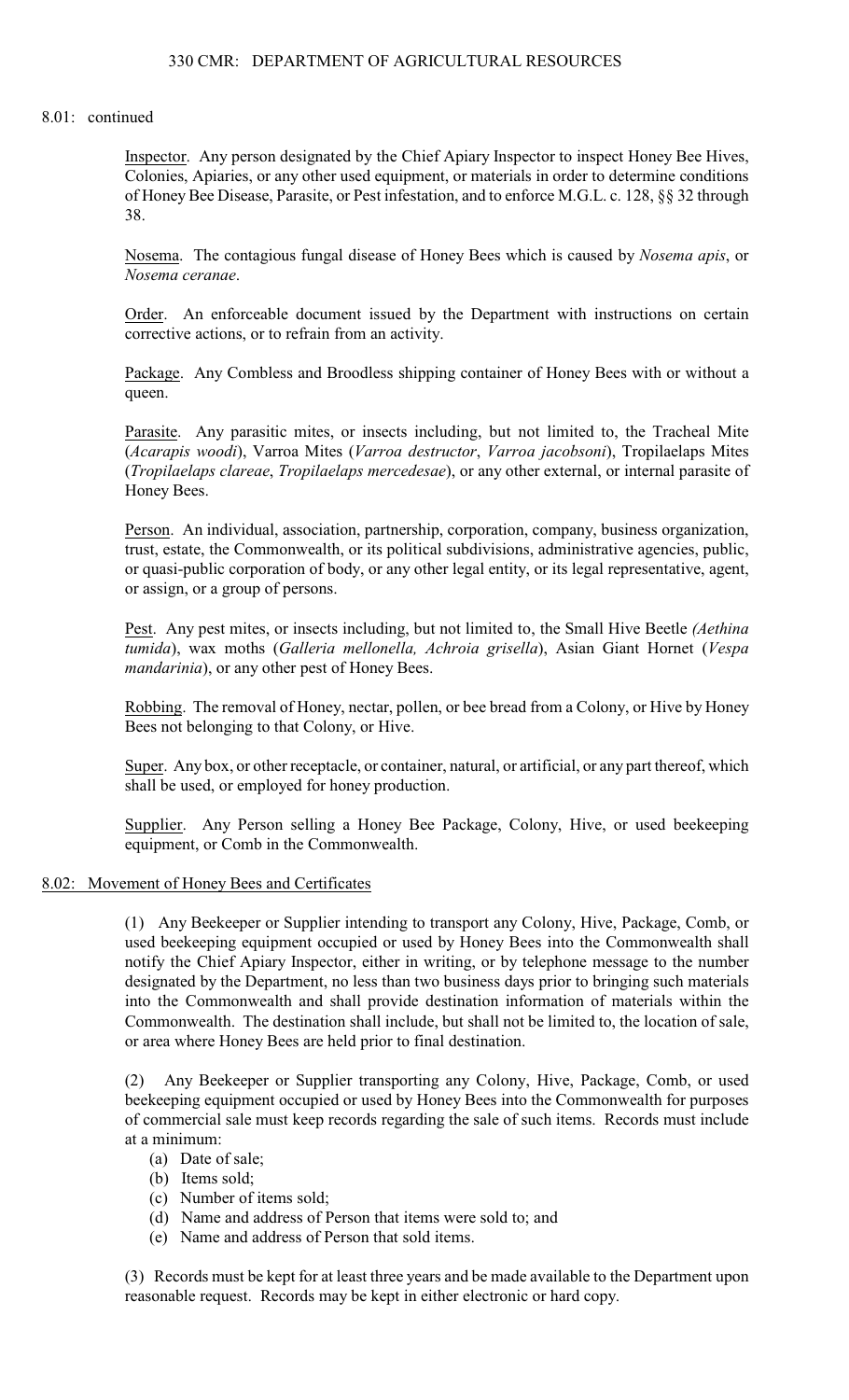8.01: continued

Inspector. Any person designated by the Chief Apiary Inspector to inspect Honey Bee Hives, Colonies, Apiaries, or any other used equipment, or materials in order to determine conditions of Honey Bee Disease, Parasite, or Pest infestation, and to enforce M.G.L. c. 128, §§ 32 through 38.

Nosema. The contagious fungal disease of Honey Bees which is caused by *Nosema apis*, or *Nosema ceranae*.

Order. An enforceable document issued by the Department with instructions on certain corrective actions, or to refrain from an activity.

Package. Any Combless and Broodless shipping container of Honey Bees with or without a queen.

Parasite. Any parasitic mites, or insects including, but not limited to, the Tracheal Mite (*Acarapis woodi*), Varroa Mites (*Varroa destructor*, *Varroa jacobsoni*), Tropilaelaps Mites (*Tropilaelaps clareae*, *Tropilaelaps mercedesae*), or any other external, or internal parasite of Honey Bees.

Person. An individual, association, partnership, corporation, company, business organization, trust, estate, the Commonwealth, or its political subdivisions, administrative agencies, public, or quasi-public corporation of body, or any other legal entity, or its legal representative, agent, or assign, or a group of persons.

Pest. Any pest mites, or insects including, but not limited to, the Small Hive Beetle *(Aethina tumida*), wax moths (*Galleria mellonella, Achroia grisella*), Asian Giant Hornet (*Vespa mandarinia*), or any other pest of Honey Bees.

Robbing. The removal of Honey, nectar, pollen, or bee bread from a Colony, or Hive by Honey Bees not belonging to that Colony, or Hive.

Super. Any box, or other receptacle, or container, natural, or artificial, or any part thereof, which shall be used, or employed for honey production.

Supplier. Any Person selling a Honey Bee Package, Colony, Hive, or used beekeeping equipment, or Comb in the Commonwealth.

## 8.02: Movement of Honey Bees and Certificates

(1) Any Beekeeper or Supplier intending to transport any Colony, Hive, Package, Comb, or used beekeeping equipment occupied or used by Honey Bees into the Commonwealth shall notify the Chief Apiary Inspector, either in writing, or by telephone message to the number designated by the Department, no less than two business days prior to bringing such materials into the Commonwealth and shall provide destination information of materials within the Commonwealth. The destination shall include, but shall not be limited to, the location of sale, or area where Honey Bees are held prior to final destination.

(2) Any Beekeeper or Supplier transporting any Colony, Hive, Package, Comb, or used beekeeping equipment occupied or used by Honey Bees into the Commonwealth for purposes of commercial sale must keep records regarding the sale of such items. Records must include at a minimum:

(a) Date of sale;
(b) Items sold;
(c) Number of items sold;
(d) Name and address of Person that items were sold to; and
(e) Name and address of Person that sold items.

(3) Records must be kept for at least three years and be made available to the Department upon reasonable request. Records may be kept in either electronic or hard copy.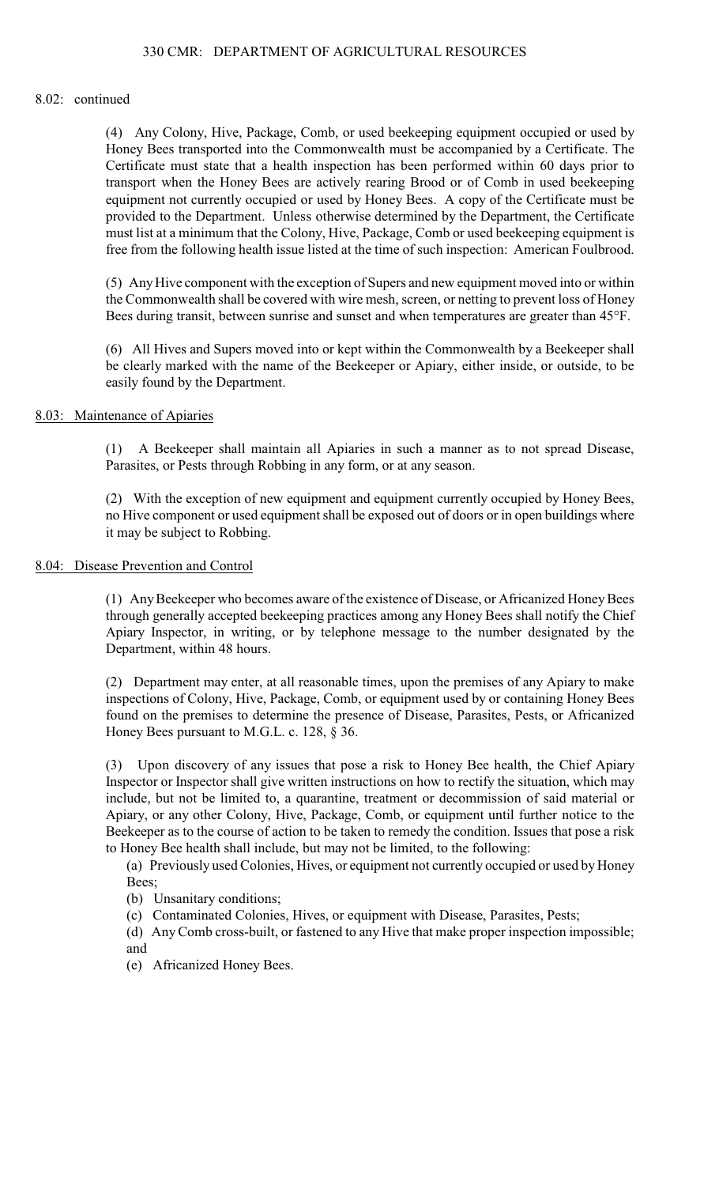8.02: continued

(4) Any Colony, Hive, Package, Comb, or used beekeeping equipment occupied or used by Honey Bees transported into the Commonwealth must be accompanied by a Certificate. The Certificate must state that a health inspection has been performed within 60 days prior to transport when the Honey Bees are actively rearing Brood or of Comb in used beekeeping equipment not currently occupied or used by Honey Bees. A copy of the Certificate must be provided to the Department. Unless otherwise determined by the Department, the Certificate must list at a minimum that the Colony, Hive, Package, Comb or used beekeeping equipment is free from the following health issue listed at the time of such inspection: American Foulbrood.

(5) Any Hive component with the exception of Supers and new equipment moved into or within the Commonwealth shall be covered with wire mesh, screen, or netting to prevent loss of Honey Bees during transit, between sunrise and sunset and when temperatures are greater than 45°F.

(6) All Hives and Supers moved into or kept within the Commonwealth by a Beekeeper shall be clearly marked with the name of the Beekeeper or Apiary, either inside, or outside, to be easily found by the Department.

## 8.03: Maintenance of Apiaries

(1) A Beekeeper shall maintain all Apiaries in such a manner as to not spread Disease, Parasites, or Pests through Robbing in any form, or at any season.

(2) With the exception of new equipment and equipment currently occupied by Honey Bees, no Hive component or used equipment shall be exposed out of doors or in open buildings where it may be subject to Robbing.

## 8.04: Disease Prevention and Control

(1) Any Beekeeper who becomes aware of the existence of Disease, or Africanized Honey Bees through generally accepted beekeeping practices among any Honey Bees shall notify the Chief Apiary Inspector, in writing, or by telephone message to the number designated by the Department, within 48 hours.

(2) Department may enter, at all reasonable times, upon the premises of any Apiary to make inspections of Colony, Hive, Package, Comb, or equipment used by or containing Honey Bees found on the premises to determine the presence of Disease, Parasites, Pests, or Africanized Honey Bees pursuant to M.G.L. c. 128, § 36.

(3) Upon discovery of any issues that pose a risk to Honey Bee health, the Chief Apiary Inspector or Inspector shall give written instructions on how to rectify the situation, which may include, but not be limited to, a quarantine, treatment or decommission of said material or Apiary, or any other Colony, Hive, Package, Comb, or equipment until further notice to the Beekeeper as to the course of action to be taken to remedy the condition. Issues that pose a risk to Honey Bee health shall include, but may not be limited, to the following:

(a) Previously used Colonies, Hives, or equipment not currently occupied or used by Honey Bees;

(b) Unsanitary conditions;

(c) Contaminated Colonies, Hives, or equipment with Disease, Parasites, Pests;

(d) Any Comb cross-built, or fastened to any Hive that make proper inspection impossible; and

(e) Africanized Honey Bees.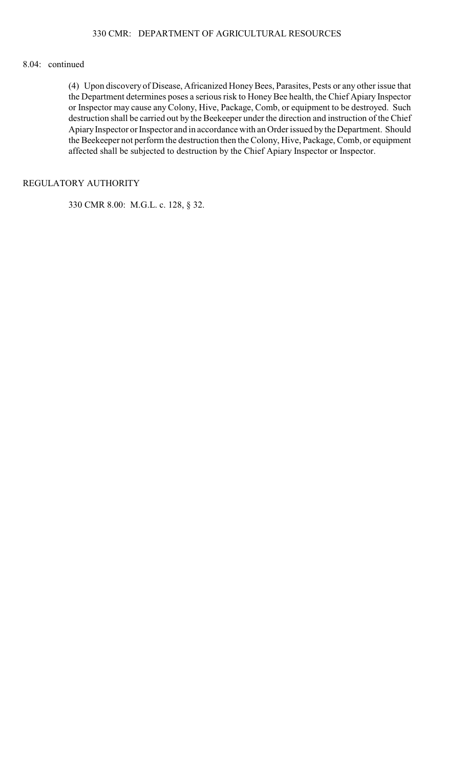8.04: continued

(4) Upon discovery of Disease, Africanized Honey Bees, Parasites, Pests or any other issue that the Department determines poses a serious risk to Honey Bee health, the Chief Apiary Inspector or Inspector may cause any Colony, Hive, Package, Comb, or equipment to be destroyed. Such destruction shall be carried out by the Beekeeper under the direction and instruction of the Chief Apiary Inspector or Inspector and in accordance with an Order issued by the Department. Should the Beekeeper not perform the destruction then the Colony, Hive, Package, Comb, or equipment affected shall be subjected to destruction by the Chief Apiary Inspector or Inspector.

REGULATORY AUTHORITY

330 CMR 8.00: M.G.L. c. 128, § 32.